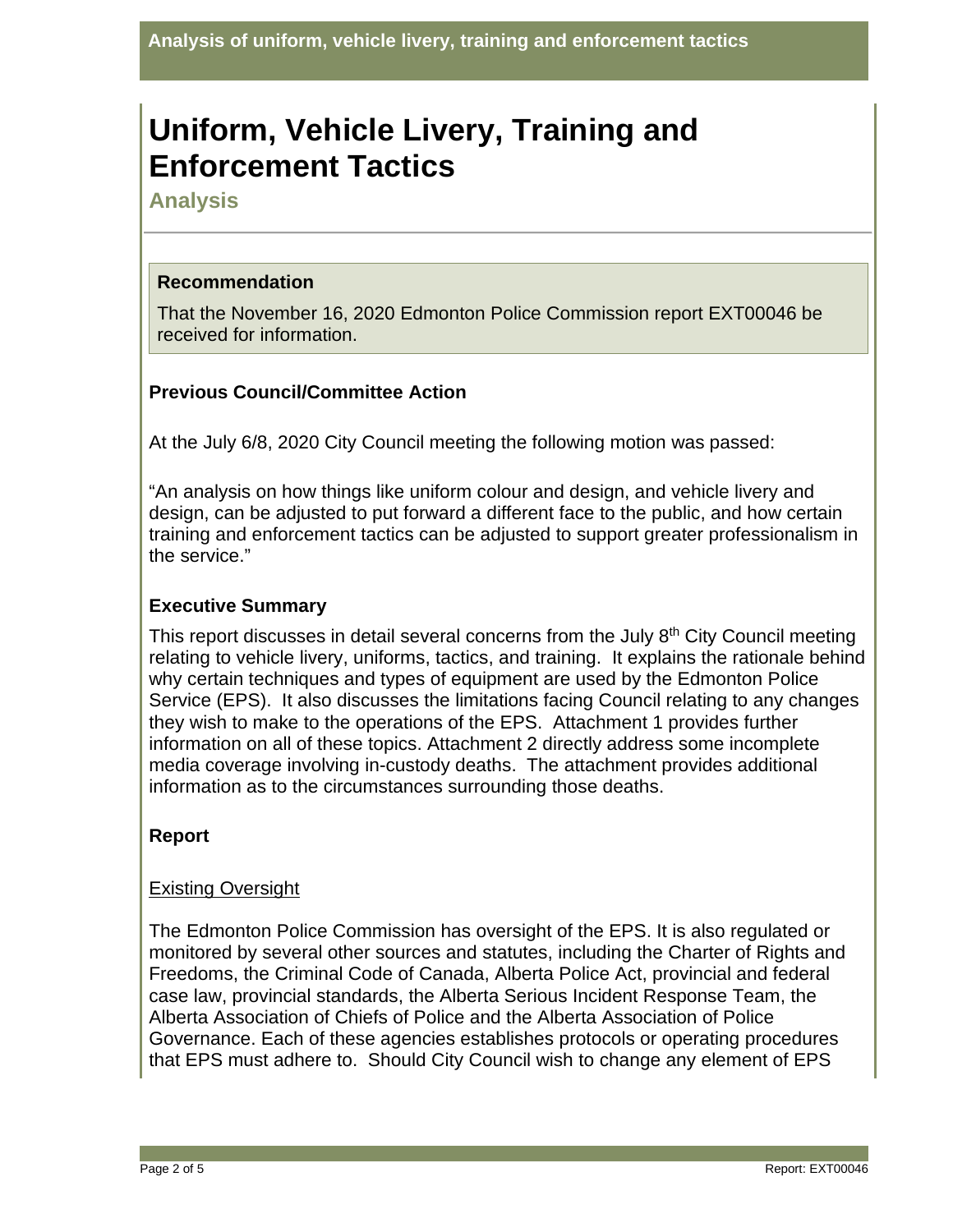# Uniform, Vehicle Livery, Training and Enforcement Tactics

## Analysis

### Recommendation

That the November 16, 2020 Edmonton Police Commission report EXT00046 be received for information.

### Previous Council/Committee Action

At the July 6/8, 2020 City Council meeting the following motion was passed:

"An analysis on how things like uniform colour and design, and vehicle livery and design, can be adjusted to put forward a different face to the public, and how certain training and enforcement tactics can be adjusted to support greater professionalism in the service."

### Executive Summary

This report discusses in detail several concerns from the July 8th City Council meeting relating to vehicle livery, uniforms, tactics, and training. It explains the rationale behind why certain techniques and types of equipment are used by the Edmonton Police Service (EPS). It also discusses the limitations facing Council relating to any changes they wish to make to the operations of the EPS. Attachment 1 provides further information on all of these topics. Attachment 2 directly address some incomplete media coverage involving in-custody deaths. The attachment provides additional information as to the circumstances surrounding those deaths.

### Report

Existing Oversight

The Edmonton Police Commission has oversight of the EPS. It is also regulated or monitored by several other sources and statutes, including the Charter of Rights and Freedoms, the Criminal Code of Canada, Alberta Police Act, provincial and federal case law, provincial standards, the Alberta Serious Incident Response Team, the Alberta Association of Chiefs of Police and the Alberta Association of Police Governance. Each of these agencies establishes protocols or operating procedures that EPS must adhere to. Should City Council wish to change any element of EPS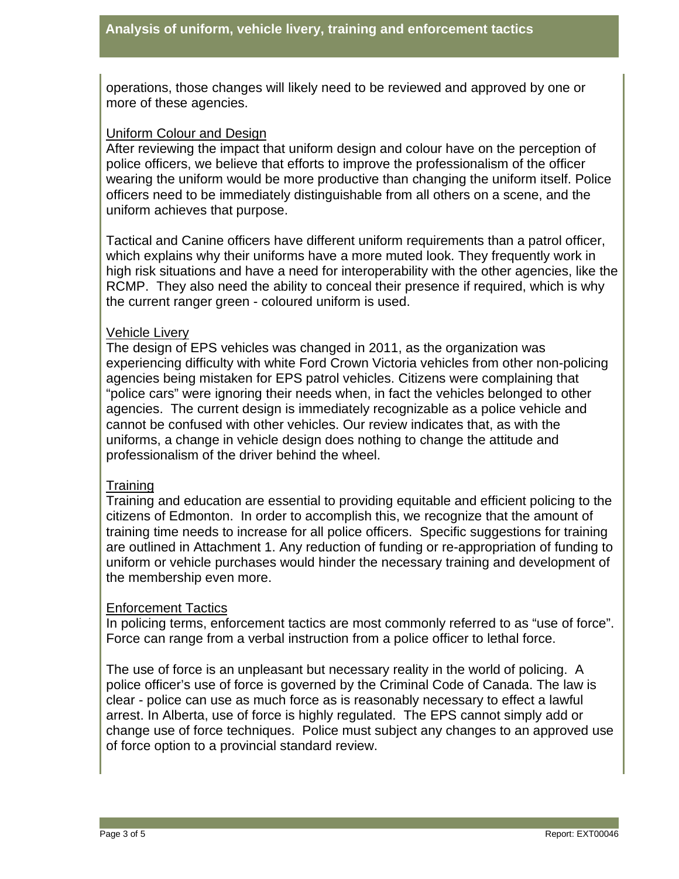operations, those changes will likely need to be reviewed and approved by one or more of these agencies.

## Uniform Colour and Design

After reviewing the impact that uniform design and colour have on the perception of police officers, we believe that efforts to improve the professionalism of the officer wearing the uniform would be more productive than changing the uniform itself. Police officers need to be immediately distinguishable from all others on a scene, and the uniform achieves that purpose.

Tactical and Canine officers have different uniform requirements than a patrol officer, which explains why their uniforms have a more muted look. They frequently work in high risk situations and have a need for interoperability with the other agencies, like the RCMP. They also need the ability to conceal their presence if required, which is why the current ranger green - coloured uniform is used.

## Vehicle Livery

The design of EPS vehicles was changed in 2011, as the organization was experiencing difficulty with white Ford Crown Victoria vehicles from other non-policing agencies being mistaken for EPS patrol vehicles. Citizens were complaining that "police cars" were ignoring their needs when, in fact the vehicles belonged to other agencies. The current design is immediately recognizable as a police vehicle and cannot be confused with other vehicles. Our review indicates that, as with the uniforms, a change in vehicle design does nothing to change the attitude and professionalism of the driver behind the wheel.

## Training

Training and education are essential to providing equitable and efficient policing to the citizens of Edmonton. In order to accomplish this, we recognize that the amount of training time needs to increase for all police officers. Specific suggestions for training are outlined in Attachment 1. Any reduction of funding or re-appropriation of funding to uniform or vehicle purchases would hinder the necessary training and development of the membership even more.

## Enforcement Tactics

In policing terms, enforcement tactics are most commonly referred to as "use of force". Force can range from a verbal instruction from a police officer to lethal force.

The use of force is an unpleasant but necessary reality in the world of policing. A police officer's use of force is governed by the Criminal Code of Canada. The law is clear - police can use as much force as is reasonably necessary to effect a lawful arrest. In Alberta, use of force is highly regulated. The EPS cannot simply add or change use of force techniques. Police must subject any changes to an approved use of force option to a provincial standard review.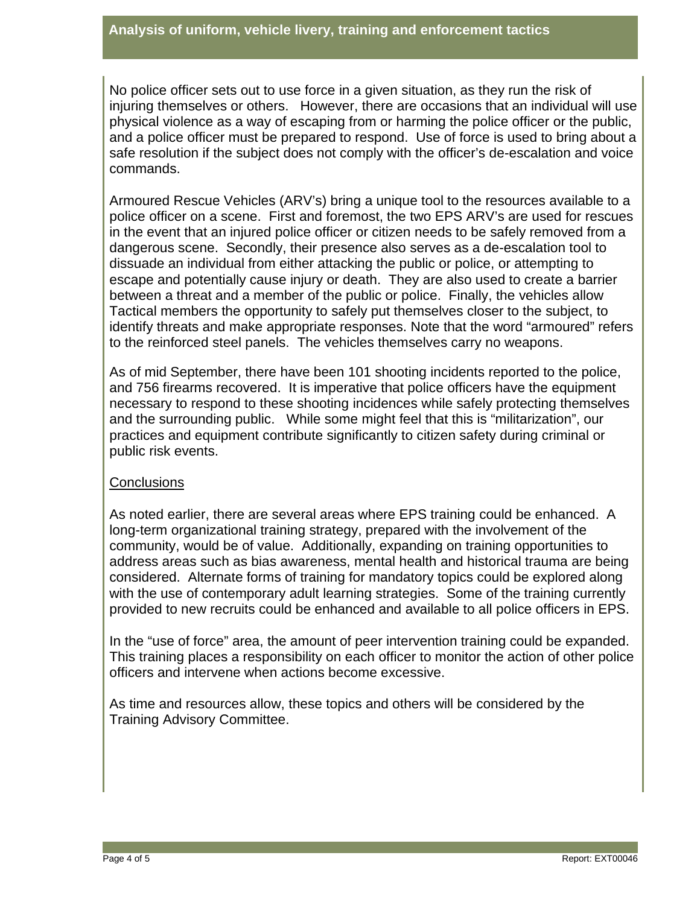## Analysis of uniform, vehicle livery, training and enforcement tactics

No police officer sets out to use force in a given situation, as they run the risk of injuring themselves or others. However, there are occasions that an individual will use physical violence as a way of escaping from or harming the police officer or the public, and a police officer must be prepared to respond. Use of force is used to bring about a safe resolution if the subject does not comply with the officer's de-escalation and voice commands.

Armoured Rescue Vehicles (ARV's) bring a unique tool to the resources available to a police officer on a scene. First and foremost, the two EPS ARV's are used for rescues in the event that an injured police officer or citizen needs to be safely removed from a dangerous scene. Secondly, their presence also serves as a de-escalation tool to dissuade an individual from either attacking the public or police, or attempting to escape and potentially cause injury or death. They are also used to create a barrier between a threat and a member of the public or police. Finally, the vehicles allow Tactical members the opportunity to safely put themselves closer to the subject, to identify threats and make appropriate responses. Note that the word "armoured" refers to the reinforced steel panels. The vehicles themselves carry no weapons.

As of mid September, there have been 101 shooting incidents reported to the police, and 756 firearms recovered. It is imperative that police officers have the equipment necessary to respond to these shooting incidences while safely protecting themselves and the surrounding public. While some might feel that this is "militarization", our practices and equipment contribute significantly to citizen safety during criminal or public risk events.

### Conclusions

As noted earlier, there are several areas where EPS training could be enhanced. A long-term organizational training strategy, prepared with the involvement of the community, would be of value. Additionally, expanding on training opportunities to address areas such as bias awareness, mental health and historical trauma are being considered. Alternate forms of training for mandatory topics could be explored along with the use of contemporary adult learning strategies. Some of the training currently provided to new recruits could be enhanced and available to all police officers in EPS.

In the "use of force" area, the amount of peer intervention training could be expanded. This training places a responsibility on each officer to monitor the action of other police officers and intervene when actions become excessive.

As time and resources allow, these topics and others will be considered by the Training Advisory Committee.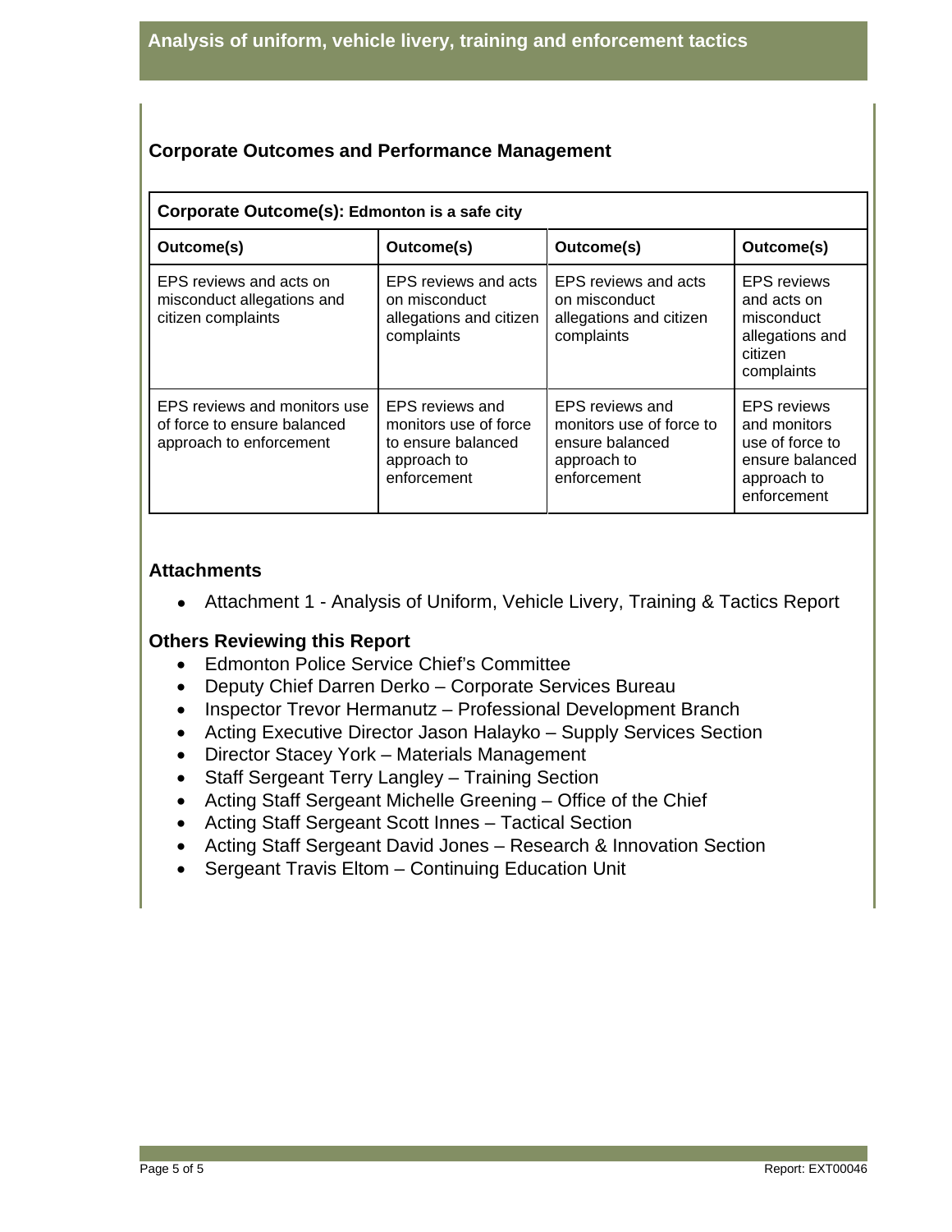## Corporate Outcomes and Performance Management

| **Corporate Outcome(s): Edmonton is a safe city** | | | |
|---|---|---|---|
| **Outcome(s)** | **Outcome(s)** | **Outcome(s)** | **Outcome(s)** |
| EPS reviews and acts on misconduct allegations and citizen complaints | EPS reviews and acts on misconduct allegations and citizen complaints | EPS reviews and acts on misconduct allegations and citizen complaints | EPS reviews and acts on misconduct allegations and citizen complaints |
| EPS reviews and monitors use of force to ensure balanced approach to enforcement | EPS reviews and monitors use of force to ensure balanced approach to enforcement | EPS reviews and monitors use of force to ensure balanced approach to enforcement | EPS reviews and monitors use of force to ensure balanced approach to enforcement |

## Attachments

- Attachment 1 - Analysis of Uniform, Vehicle Livery, Training & Tactics Report

## Others Reviewing this Report

- Edmonton Police Service Chief's Committee
- Deputy Chief Darren Derko – Corporate Services Bureau
- Inspector Trevor Hermanutz – Professional Development Branch
- Acting Executive Director Jason Halayko – Supply Services Section
- Director Stacey York – Materials Management
- Staff Sergeant Terry Langley – Training Section
- Acting Staff Sergeant Michelle Greening – Office of the Chief
- Acting Staff Sergeant Scott Innes – Tactical Section
- Acting Staff Sergeant David Jones – Research & Innovation Section
- Sergeant Travis Eltom – Continuing Education Unit